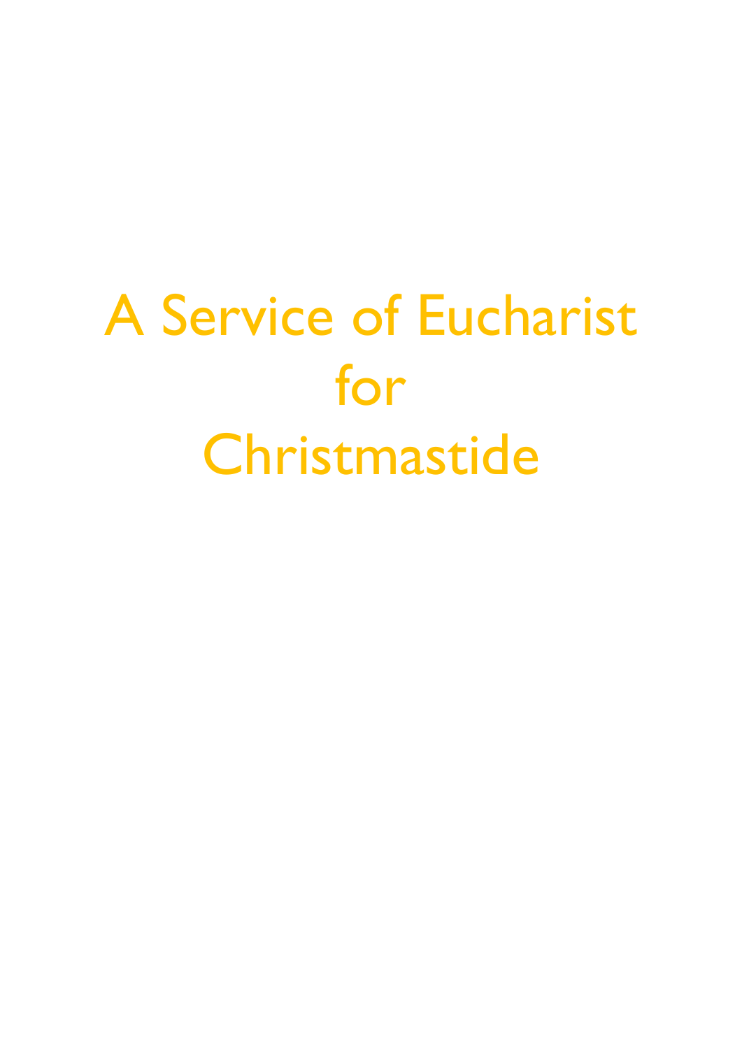# A Service of Eucharist for Christmastide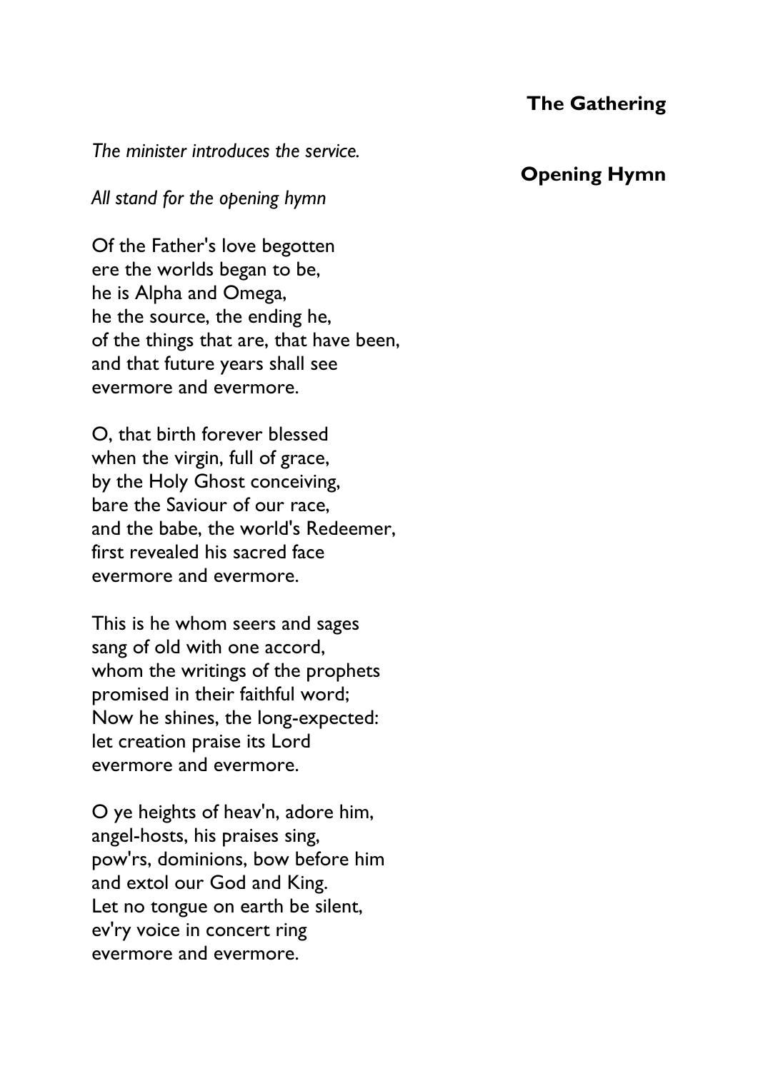## The Gathering

*The minister introduces the service.*

### Opening Hymn

*All stand for the opening hymn*

Of the Father's love begotten
ere the worlds began to be,
he is Alpha and Omega,
he the source, the ending he,
of the things that are, that have been,
and that future years shall see
evermore and evermore.

O, that birth forever blessed
when the virgin, full of grace,
by the Holy Ghost conceiving,
bare the Saviour of our race,
and the babe, the world's Redeemer,
first revealed his sacred face
evermore and evermore.

This is he whom seers and sages
sang of old with one accord,
whom the writings of the prophets
promised in their faithful word;
Now he shines, the long-expected:
let creation praise its Lord
evermore and evermore.

O ye heights of heav'n, adore him,
angel-hosts, his praises sing,
pow'rs, dominions, bow before him
and extol our God and King.
Let no tongue on earth be silent,
ev'ry voice in concert ring
evermore and evermore.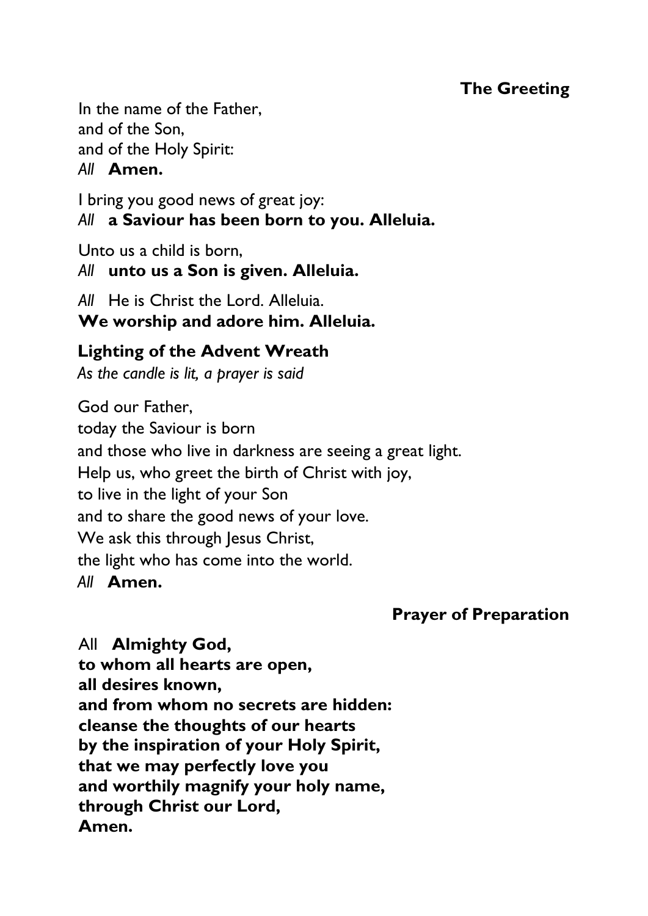## The Greeting

In the name of the Father,
and of the Son,
and of the Holy Spirit:
*All* **Amen.**

I bring you good news of great joy:
*All* **a Saviour has been born to you. Alleluia.**

Unto us a child is born,
*All* **unto us a Son is given. Alleluia.**

*All* He is Christ the Lord. Alleluia.
**We worship and adore him. Alleluia.**

### Lighting of the Advent Wreath

*As the candle is lit, a prayer is said*

God our Father,
today the Saviour is born
and those who live in darkness are seeing a great light.
Help us, who greet the birth of Christ with joy,
to live in the light of your Son
and to share the good news of your love.
We ask this through Jesus Christ,
the light who has come into the world.
*All* **Amen.**

## Prayer of Preparation

All **Almighty God,
to whom all hearts are open,
all desires known,
and from whom no secrets are hidden:
cleanse the thoughts of our hearts
by the inspiration of your Holy Spirit,
that we may perfectly love you
and worthily magnify your holy name,
through Christ our Lord,
Amen.**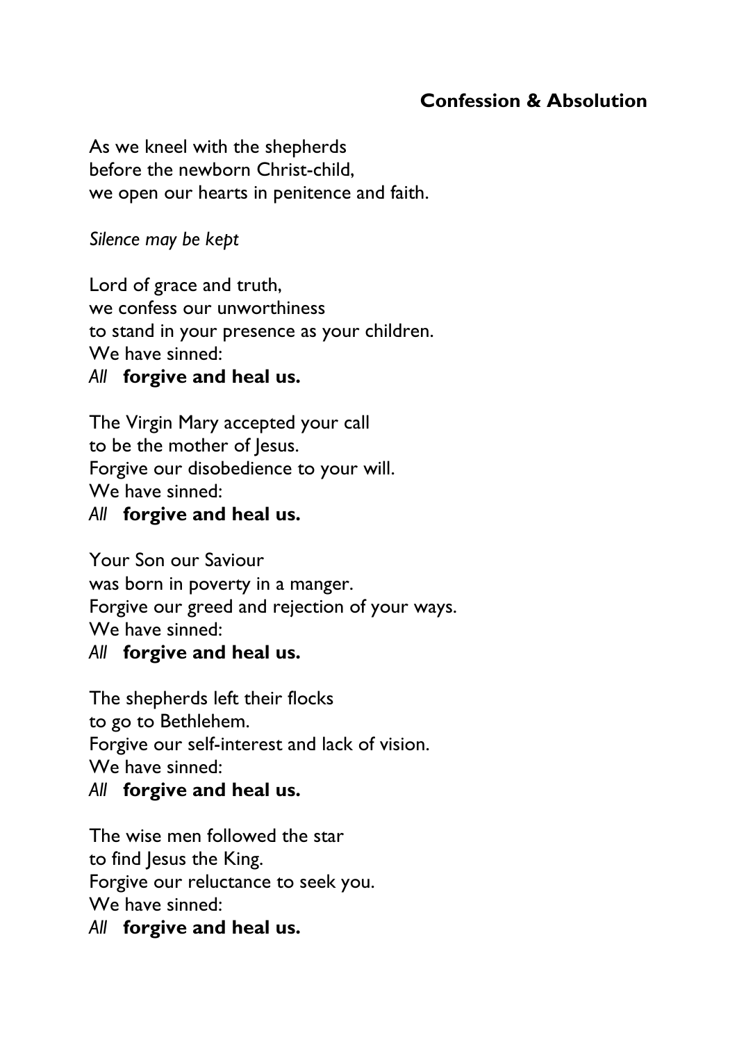## Confession & Absolution

As we kneel with the shepherds
before the newborn Christ-child,
we open our hearts in penitence and faith.

*Silence may be kept*

Lord of grace and truth,
we confess our unworthiness
to stand in your presence as your children.
We have sinned:
*All* **forgive and heal us.**

The Virgin Mary accepted your call
to be the mother of Jesus.
Forgive our disobedience to your will.
We have sinned:
*All* **forgive and heal us.**

Your Son our Saviour
was born in poverty in a manger.
Forgive our greed and rejection of your ways.
We have sinned:
*All* **forgive and heal us.**

The shepherds left their flocks
to go to Bethlehem.
Forgive our self-interest and lack of vision.
We have sinned:
*All* **forgive and heal us.**

The wise men followed the star
to find Jesus the King.
Forgive our reluctance to seek you.
We have sinned:
*All* **forgive and heal us.**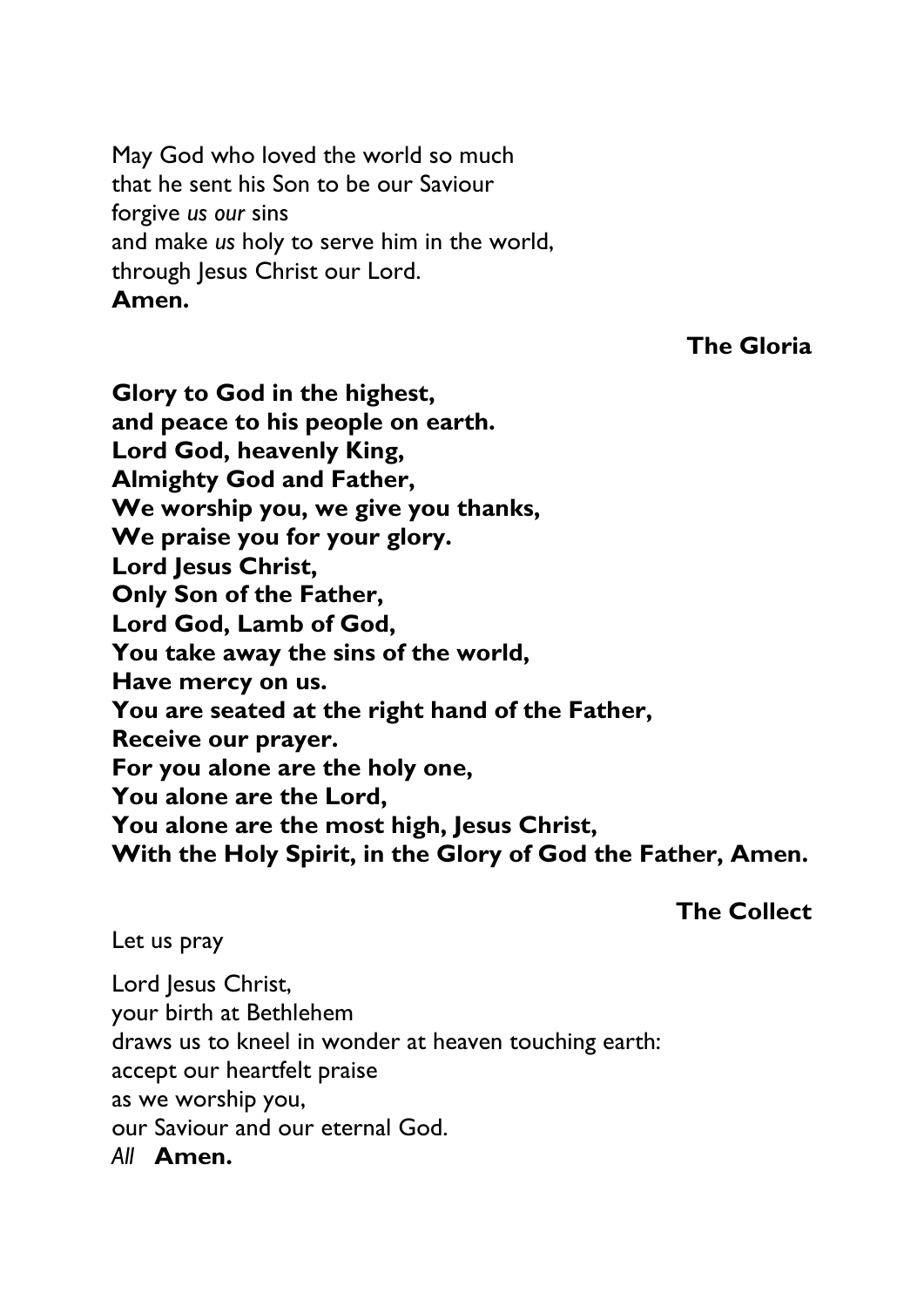May God who loved the world so much
that he sent his Son to be our Saviour
forgive *us our* sins
and make *us* holy to serve him in the world,
through Jesus Christ our Lord.
**Amen.**

### The Gloria

**Glory to God in the highest,**
**and peace to his people on earth.**
**Lord God, heavenly King,**
**Almighty God and Father,**
**We worship you, we give you thanks,**
**We praise you for your glory.**
**Lord Jesus Christ,**
**Only Son of the Father,**
**Lord God, Lamb of God,**
**You take away the sins of the world,**
**Have mercy on us.**
**You are seated at the right hand of the Father,**
**Receive our prayer.**
**For you alone are the holy one,**
**You alone are the Lord,**
**You alone are the most high, Jesus Christ,**
**With the Holy Spirit, in the Glory of God the Father, Amen.**

### The Collect

Let us pray

Lord Jesus Christ,
your birth at Bethlehem
draws us to kneel in wonder at heaven touching earth:
accept our heartfelt praise
as we worship you,
our Saviour and our eternal God.
*All* **Amen.**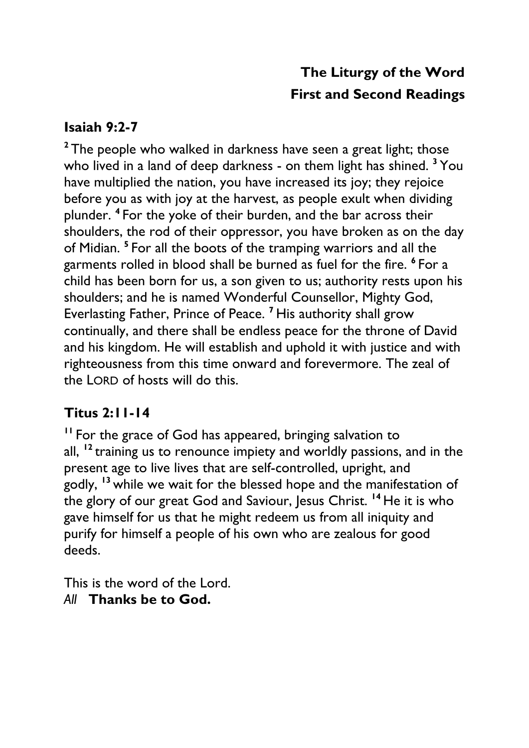## The Liturgy of the Word
## First and Second Readings

### Isaiah 9:2-7

[2] The people who walked in darkness have seen a great light; those who lived in a land of deep darkness - on them light has shined. [3] You have multiplied the nation, you have increased its joy; they rejoice before you as with joy at the harvest, as people exult when dividing plunder. [4] For the yoke of their burden, and the bar across their shoulders, the rod of their oppressor, you have broken as on the day of Midian. [5] For all the boots of the tramping warriors and all the garments rolled in blood shall be burned as fuel for the fire. [6] For a child has been born for us, a son given to us; authority rests upon his shoulders; and he is named Wonderful Counsellor, Mighty God, Everlasting Father, Prince of Peace. [7] His authority shall grow continually, and there shall be endless peace for the throne of David and his kingdom. He will establish and uphold it with justice and with righteousness from this time onward and forevermore. The zeal of the LORD of hosts will do this.

### Titus 2:11-14

[11] For the grace of God has appeared, bringing salvation to all, [12] training us to renounce impiety and worldly passions, and in the present age to live lives that are self-controlled, upright, and godly, [13] while we wait for the blessed hope and the manifestation of the glory of our great God and Saviour, Jesus Christ. [14] He it is who gave himself for us that he might redeem us from all iniquity and purify for himself a people of his own who are zealous for good deeds.

This is the word of the Lord.
*All* **Thanks be to God.**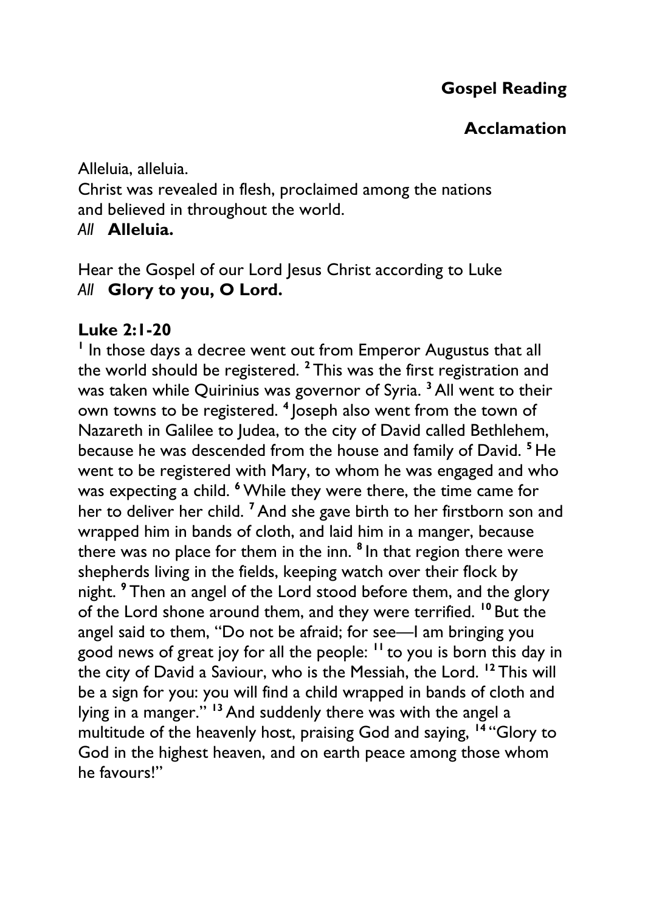## Gospel Reading

### Acclamation

Alleluia, alleluia.
Christ was revealed in flesh, proclaimed among the nations
and believed in throughout the world.
*All* **Alleluia.**

Hear the Gospel of our Lord Jesus Christ according to Luke
*All* **Glory to you, O Lord.**

**Luke 2:1-20**

[1] In those days a decree went out from Emperor Augustus that all the world should be registered. [2] This was the first registration and was taken while Quirinius was governor of Syria. [3] All went to their own towns to be registered. [4] Joseph also went from the town of Nazareth in Galilee to Judea, to the city of David called Bethlehem, because he was descended from the house and family of David. [5] He went to be registered with Mary, to whom he was engaged and who was expecting a child. [6] While they were there, the time came for her to deliver her child. [7] And she gave birth to her firstborn son and wrapped him in bands of cloth, and laid him in a manger, because there was no place for them in the inn. [8] In that region there were shepherds living in the fields, keeping watch over their flock by night. [9] Then an angel of the Lord stood before them, and the glory of the Lord shone around them, and they were terrified. [10] But the angel said to them, "Do not be afraid; for see—I am bringing you good news of great joy for all the people: [11] to you is born this day in the city of David a Saviour, who is the Messiah, the Lord. [12] This will be a sign for you: you will find a child wrapped in bands of cloth and lying in a manger." [13] And suddenly there was with the angel a multitude of the heavenly host, praising God and saying, [14] "Glory to God in the highest heaven, and on earth peace among those whom he favours!"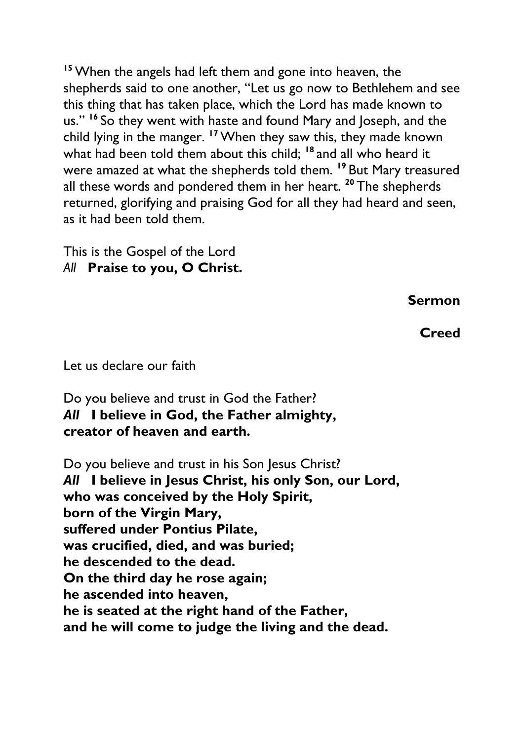[15] When the angels had left them and gone into heaven, the shepherds said to one another, "Let us go now to Bethlehem and see this thing that has taken place, which the Lord has made known to us." [16] So they went with haste and found Mary and Joseph, and the child lying in the manger. [17] When they saw this, they made known what had been told them about this child; [18] and all who heard it were amazed at what the shepherds told them. [19] But Mary treasured all these words and pondered them in her heart. [20] The shepherds returned, glorifying and praising God for all they had heard and seen, as it had been told them.

This is the Gospel of the Lord
*All* **Praise to you, O Christ.**

**Sermon**

**Creed**

Let us declare our faith

Do you believe and trust in God the Father?
***All*** **I believe in God, the Father almighty,
creator of heaven and earth.**

Do you believe and trust in his Son Jesus Christ?
***All*** **I believe in Jesus Christ, his only Son, our Lord,
who was conceived by the Holy Spirit,
born of the Virgin Mary,
suffered under Pontius Pilate,
was crucified, died, and was buried;
he descended to the dead.
On the third day he rose again;
he ascended into heaven,
he is seated at the right hand of the Father,
and he will come to judge the living and the dead.**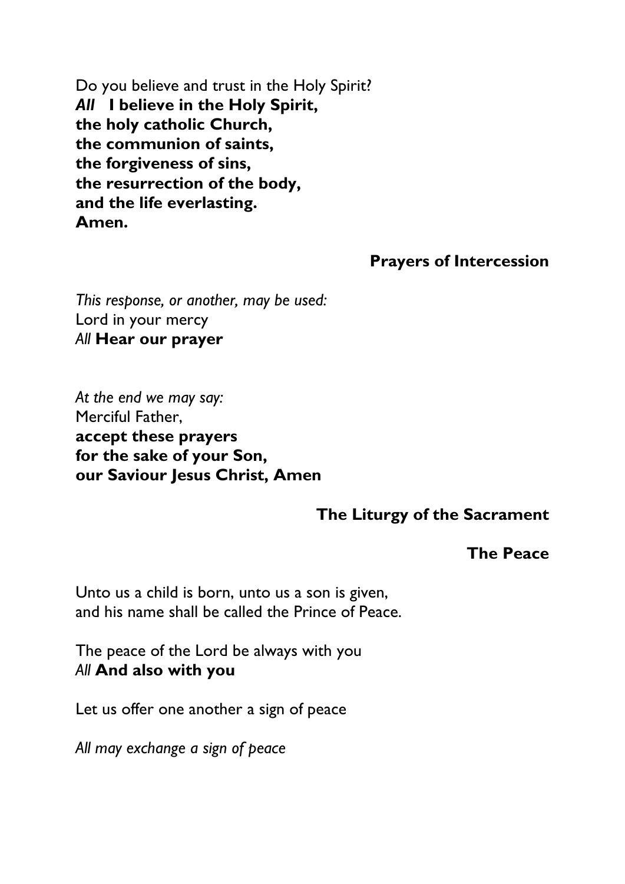Do you believe and trust in the Holy Spirit?
***All*** **I believe in the Holy Spirit,**
**the holy catholic Church,**
**the communion of saints,**
**the forgiveness of sins,**
**the resurrection of the body,**
**and the life everlasting.**
**Amen.**

## Prayers of Intercession

*This response, or another, may be used:*
Lord in your mercy
*All* **Hear our prayer**

*At the end we may say:*
Merciful Father,
**accept these prayers**
**for the sake of your Son,**
**our Saviour Jesus Christ, Amen**

## The Liturgy of the Sacrament

### The Peace

Unto us a child is born, unto us a son is given,
and his name shall be called the Prince of Peace.

The peace of the Lord be always with you
*All* **And also with you**

Let us offer one another a sign of peace

*All may exchange a sign of peace*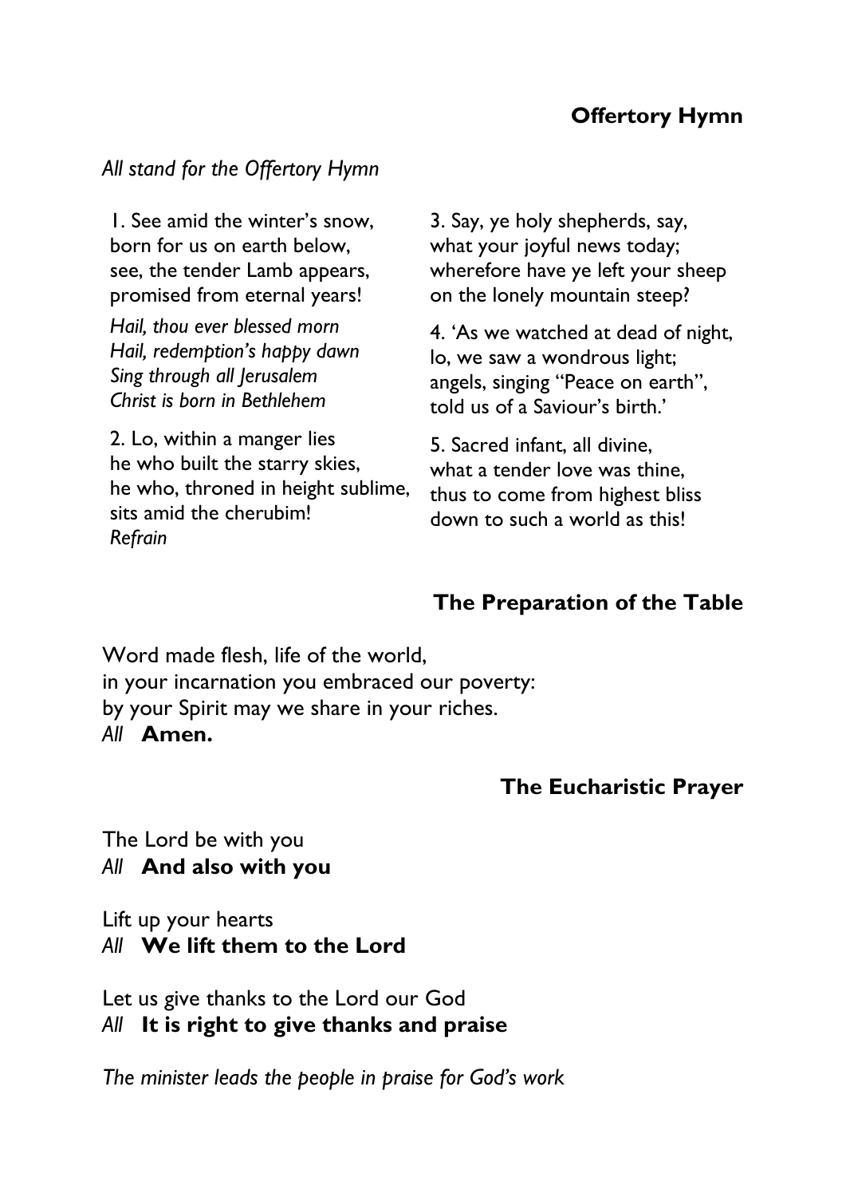## Offertory Hymn

*All stand for the Offertory Hymn*

1. See amid the winter's snow,
born for us on earth below,
see, the tender Lamb appears,
promised from eternal years!

*Hail, thou ever blessed morn*
*Hail, redemption's happy dawn*
*Sing through all Jerusalem*
*Christ is born in Bethlehem*

2. Lo, within a manger lies
he who built the starry skies,
he who, throned in height sublime,
sits amid the cherubim!
*Refrain*

3. Say, ye holy shepherds, say,
what your joyful news today;
wherefore have ye left your sheep
on the lonely mountain steep?

4. 'As we watched at dead of night,
lo, we saw a wondrous light;
angels, singing "Peace on earth",
told us of a Saviour's birth.'

5. Sacred infant, all divine,
what a tender love was thine,
thus to come from highest bliss
down to such a world as this!

## The Preparation of the Table

Word made flesh, life of the world,
in your incarnation you embraced our poverty:
by your Spirit may we share in your riches.
*All* **Amen.**

## The Eucharistic Prayer

The Lord be with you
*All* **And also with you**

Lift up your hearts
*All* **We lift them to the Lord**

Let us give thanks to the Lord our God
*All* **It is right to give thanks and praise**

*The minister leads the people in praise for God's work*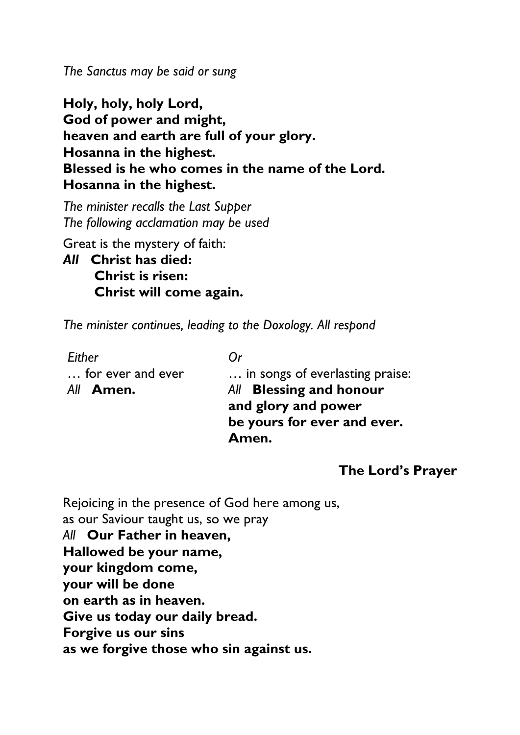*The Sanctus may be said or sung*

**Holy, holy, holy Lord,**
**God of power and might,**
**heaven and earth are full of your glory.**
**Hosanna in the highest.**
**Blessed is he who comes in the name of the Lord.**
**Hosanna in the highest.**

*The minister recalls the Last Supper*
*The following acclamation may be used*

Great is the mystery of faith:
***All*** **Christ has died:**
**Christ is risen:**
**Christ will come again.**

*The minister continues, leading to the Doxology. All respond*

*Either*
… for ever and ever
*All* **Amen.**

*Or*
… in songs of everlasting praise:
*All* **Blessing and honour**
**and glory and power**
**be yours for ever and ever.**
**Amen.**

### The Lord's Prayer

Rejoicing in the presence of God here among us,
as our Saviour taught us, so we pray
*All* **Our Father in heaven,**
**Hallowed be your name,**
**your kingdom come,**
**your will be done**
**on earth as in heaven.**
**Give us today our daily bread.**
**Forgive us our sins**
**as we forgive those who sin against us.**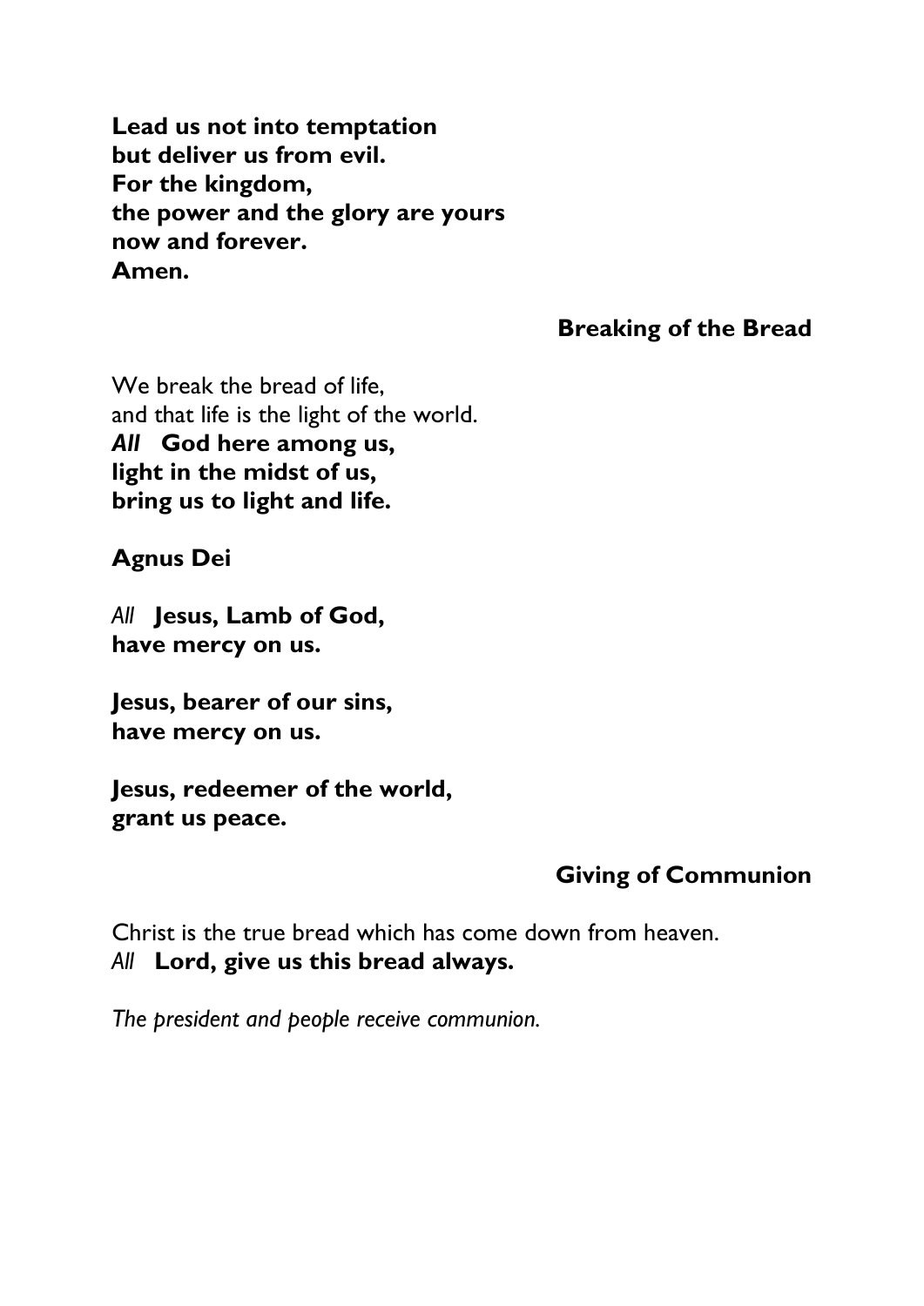**Lead us not into temptation**
**but deliver us from evil.**
**For the kingdom,**
**the power and the glory are yours**
**now and forever.**
**Amen.**

## Breaking of the Bread

We break the bread of life,
and that life is the light of the world.
***All*** **God here among us,**
**light in the midst of us,**
**bring us to light and life.**

**Agnus Dei**

*All* **Jesus, Lamb of God,**
**have mercy on us.**

**Jesus, bearer of our sins,**
**have mercy on us.**

**Jesus, redeemer of the world,**
**grant us peace.**

## Giving of Communion

Christ is the true bread which has come down from heaven.
*All* **Lord, give us this bread always.**

*The president and people receive communion.*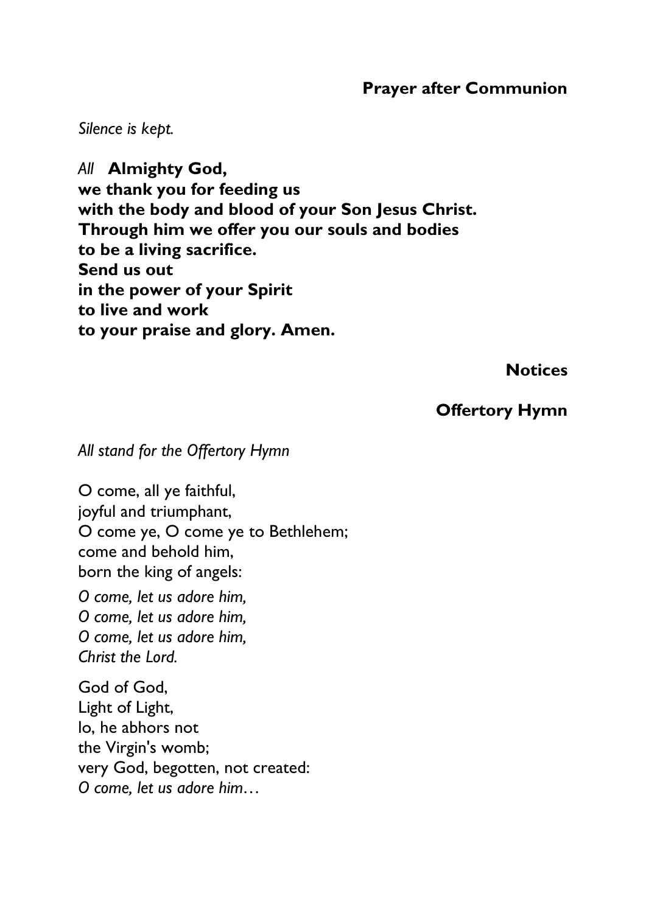## Prayer after Communion

*Silence is kept.*

*All* **Almighty God,**
**we thank you for feeding us**
**with the body and blood of your Son Jesus Christ.**
**Through him we offer you our souls and bodies**
**to be a living sacrifice.**
**Send us out**
**in the power of your Spirit**
**to live and work**
**to your praise and glory. Amen.**

## Notices

## Offertory Hymn

*All stand for the Offertory Hymn*

O come, all ye faithful,
joyful and triumphant,
O come ye, O come ye to Bethlehem;
come and behold him,
born the king of angels:

*O come, let us adore him,*
*O come, let us adore him,*
*O come, let us adore him,*
*Christ the Lord.*

God of God,
Light of Light,
lo, he abhors not
the Virgin's womb;
very God, begotten, not created:
*O come, let us adore him…*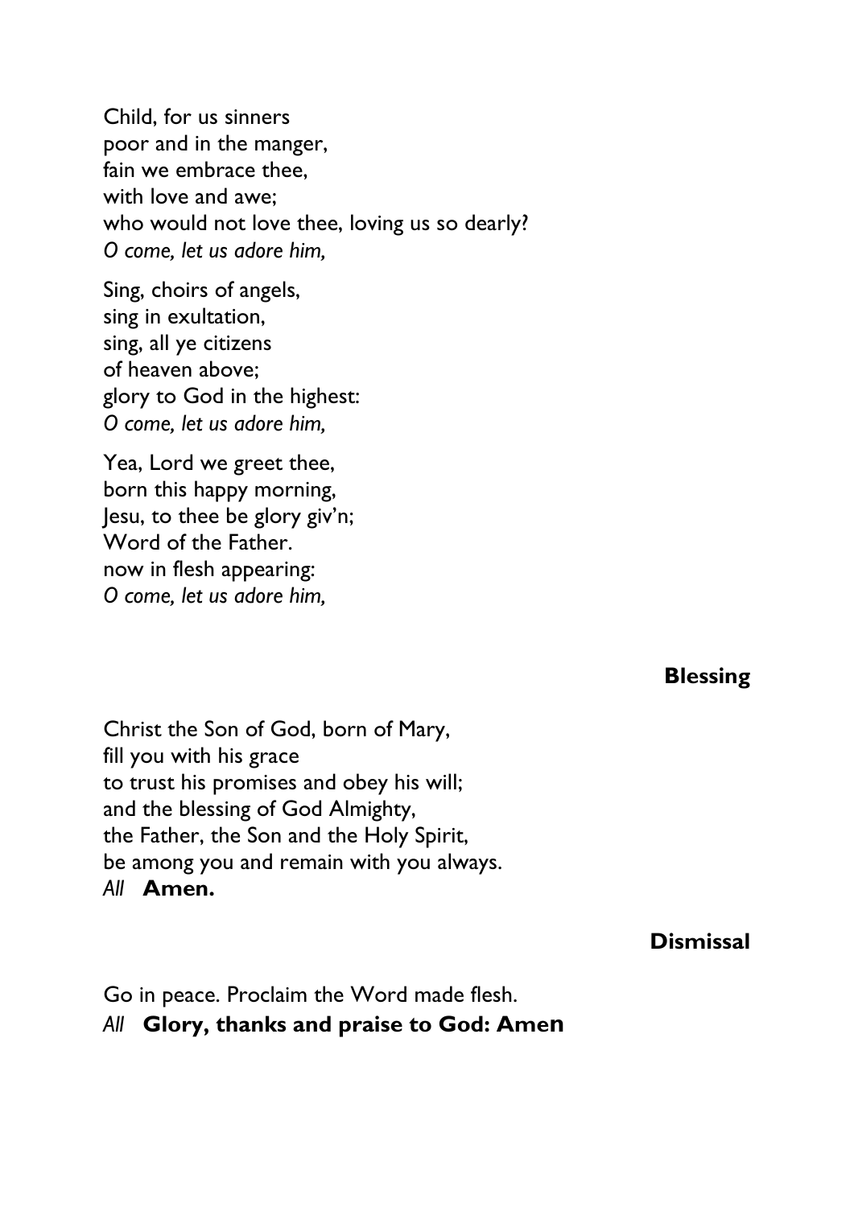Child, for us sinners
poor and in the manger,
fain we embrace thee,
with love and awe;
who would not love thee, loving us so dearly?
*O come, let us adore him,*

Sing, choirs of angels,
sing in exultation,
sing, all ye citizens
of heaven above;
glory to God in the highest:
*O come, let us adore him,*

Yea, Lord we greet thee,
born this happy morning,
Jesu, to thee be glory giv'n;
Word of the Father.
now in flesh appearing:
*O come, let us adore him,*

### Blessing

Christ the Son of God, born of Mary,
fill you with his grace
to trust his promises and obey his will;
and the blessing of God Almighty,
the Father, the Son and the Holy Spirit,
be among you and remain with you always.
*All* **Amen.**

### Dismissal

Go in peace. Proclaim the Word made flesh.
*All* **Glory, thanks and praise to God: Amen**